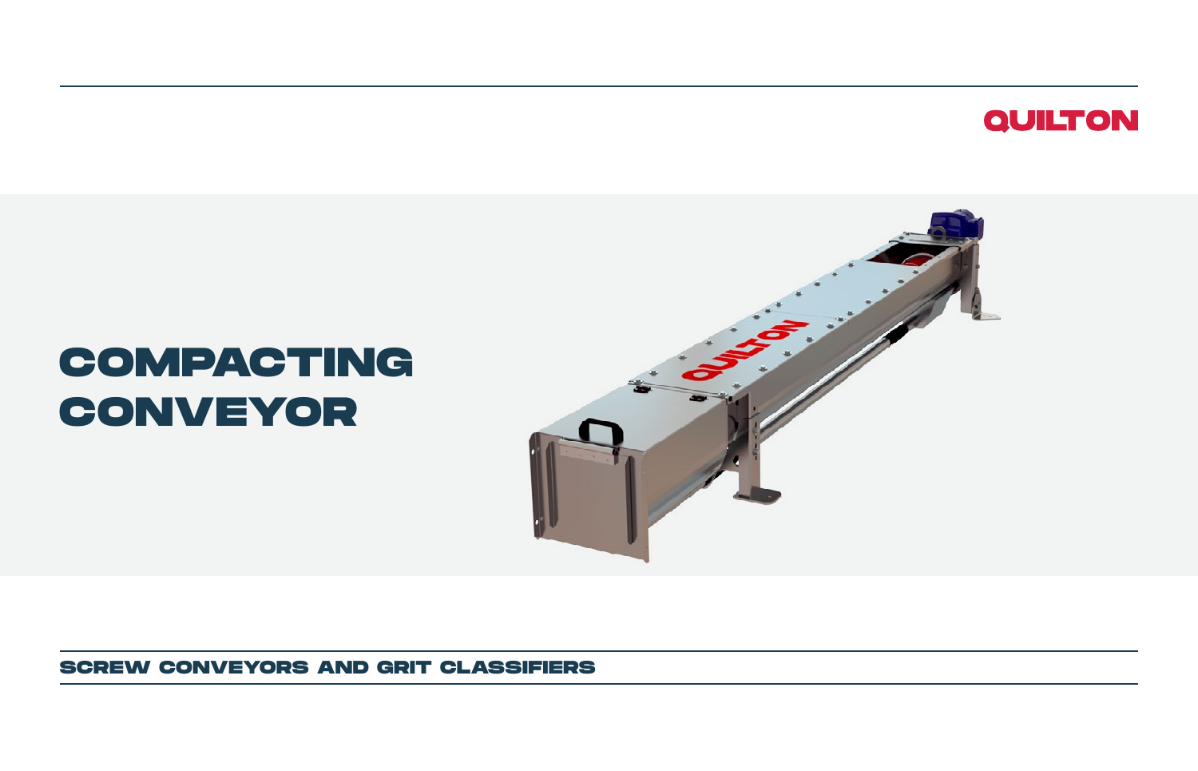QUILTON

# COMPACTING CONVEYOR

SCREW CONVEYORS AND GRIT CLASSIFIERS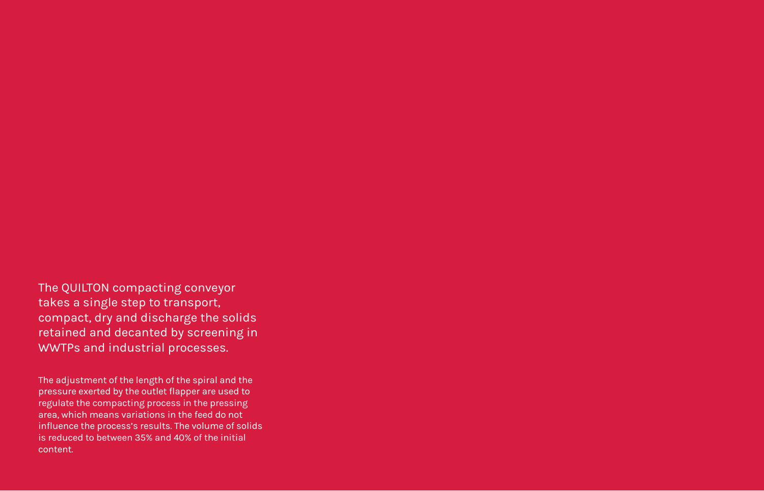The QUILTON compacting conveyor takes a single step to transport, compact, dry and discharge the solids retained and decanted by screening in WWTPs and industrial processes.

The adjustment of the length of the spiral and the pressure exerted by the outlet flapper are used to regulate the compacting process in the pressing area, which means variations in the feed do not influence the process's results. The volume of solids is reduced to between 35% and 40% of the initial content.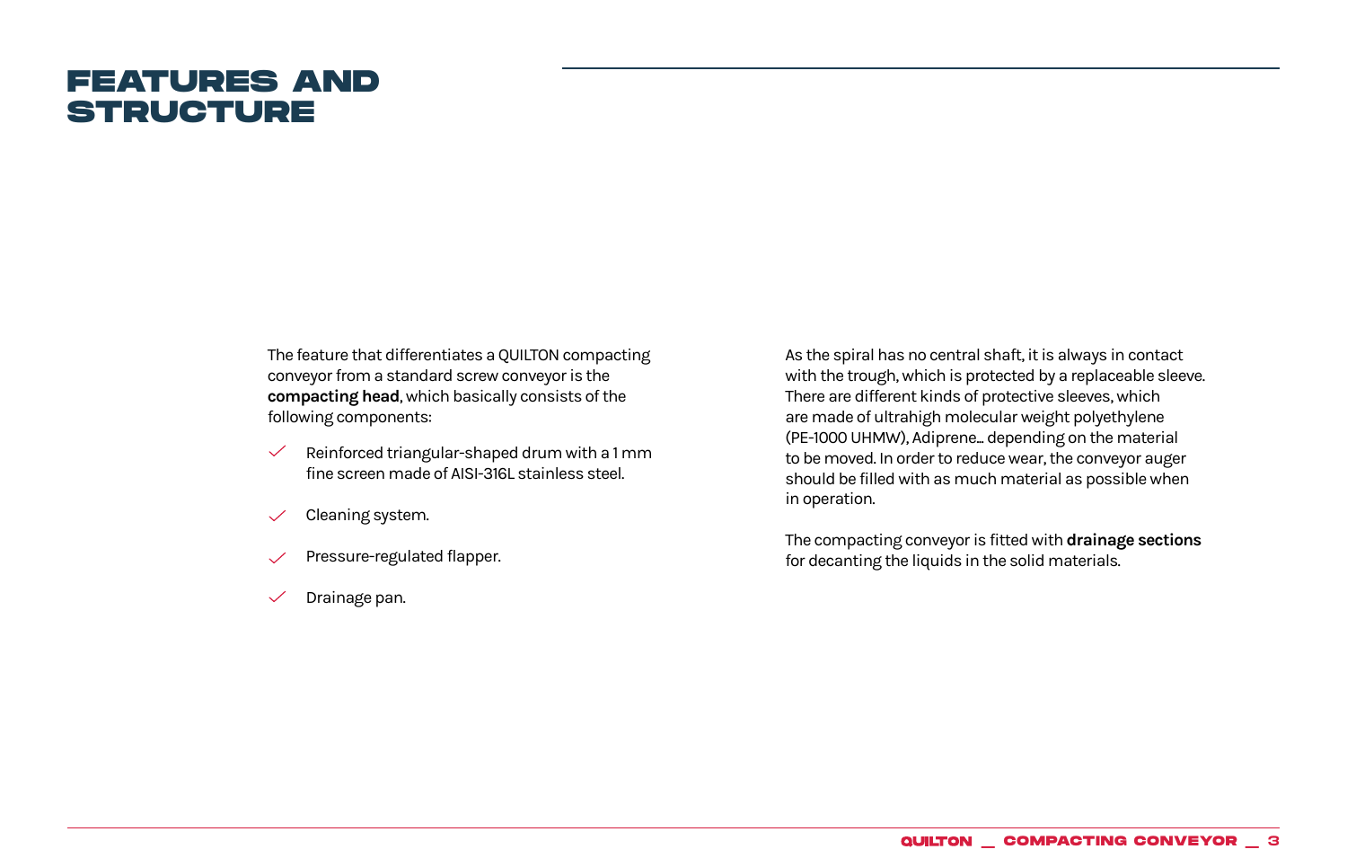# FEATURES AND STRUCTURE

The feature that differentiates a QUILTON compacting conveyor from a standard screw conveyor is the **compacting head**, which basically consists of the following components:

- Reinforced triangular-shaped drum with a 1 mm fine screen made of AISI-316L stainless steel.
- Cleaning system.
- Pressure-regulated flapper.
- Drainage pan.

As the spiral has no central shaft, it is always in contact with the trough, which is protected by a replaceable sleeve. There are different kinds of protective sleeves, which are made of ultrahigh molecular weight polyethylene (PE-1000 UHMW), Adiprene… depending on the material to be moved. In order to reduce wear, the conveyor auger should be filled with as much material as possible when in operation.

The compacting conveyor is fitted with **drainage sections** for decanting the liquids in the solid materials.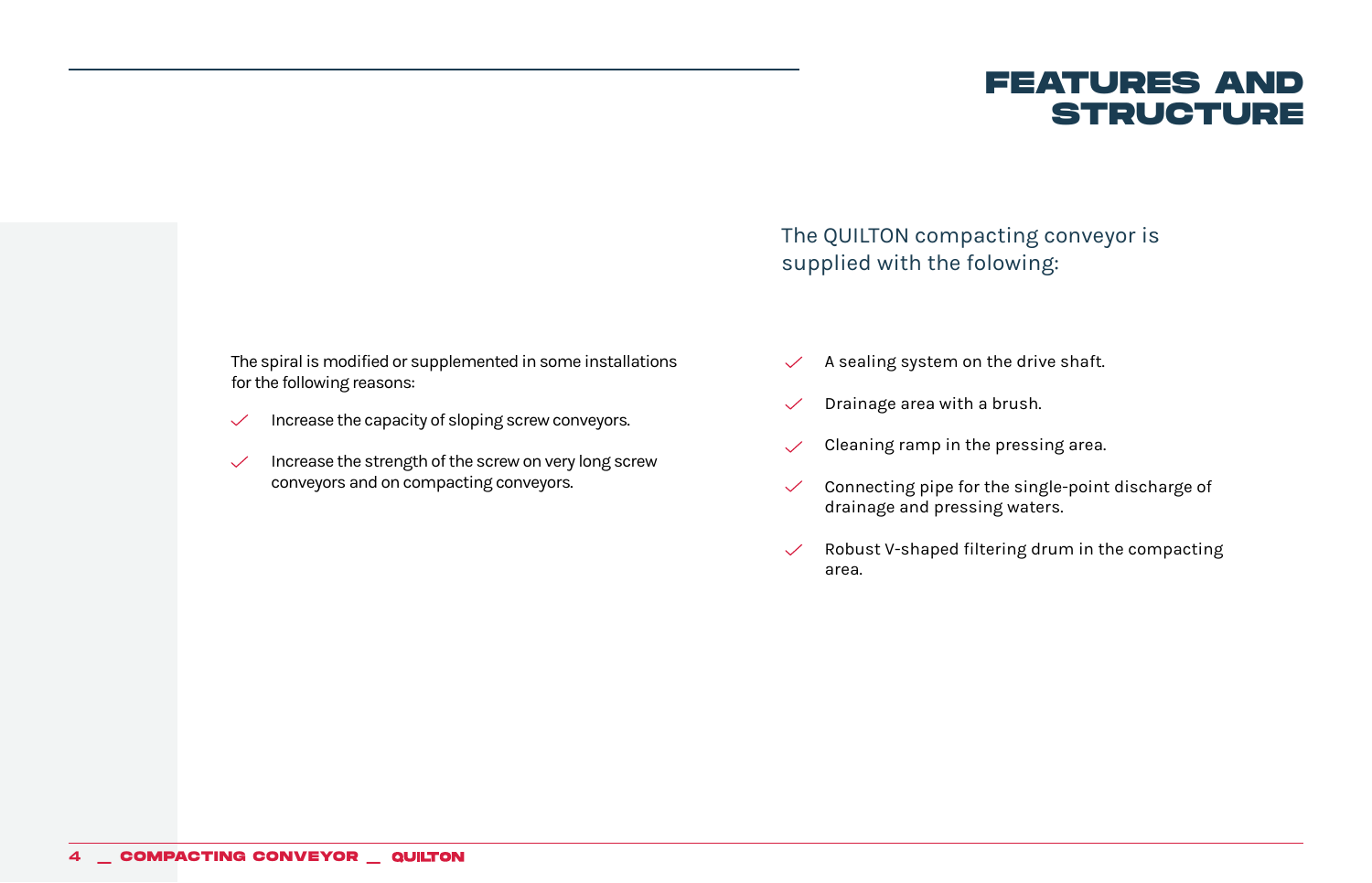# FEATURES AND STRUCTURE

The QUILTON compacting conveyor is supplied with the folowing:

- A sealing system on the drive shaft.
- Drainage area with a brush.
- Cleaning ramp in the pressing area.
- Connecting pipe for the single-point discharge of drainage and pressing waters.
- Robust V-shaped filtering drum in the compacting area.

The spiral is modified or supplemented in some installations for the following reasons:

- Increase the capacity of sloping screw conveyors.
- Increase the strength of the screw on very long screw conveyors and on compacting conveyors.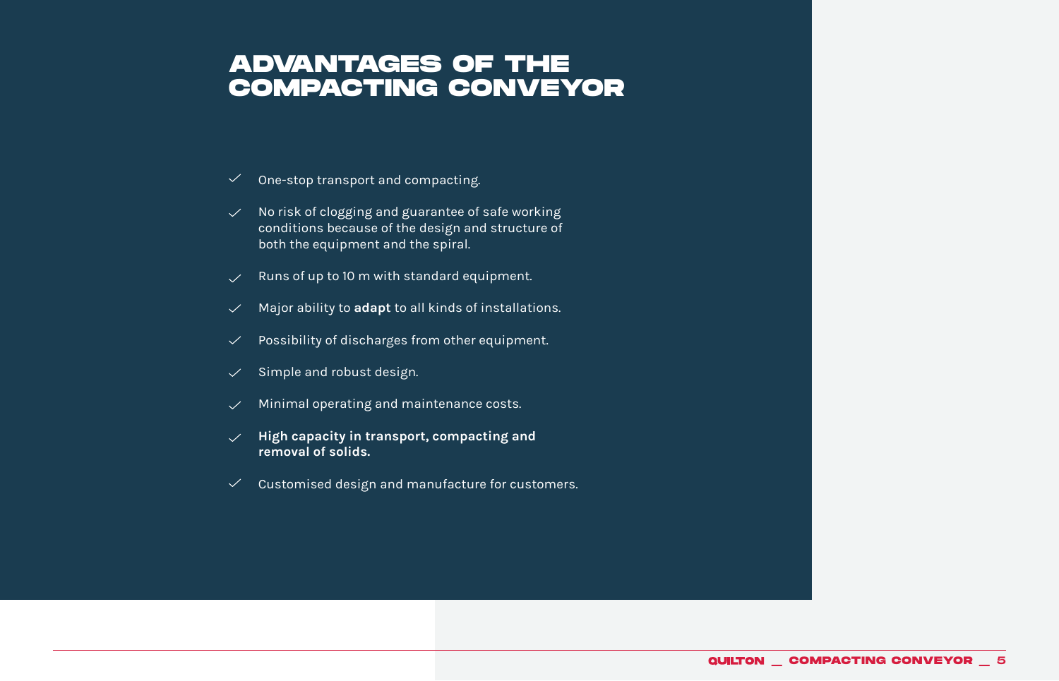# ADVANTAGES OF THE COMPACTING CONVEYOR

- One-stop transport and compacting.
- No risk of clogging and guarantee of safe working conditions because of the design and structure of both the equipment and the spiral.
- Runs of up to 10 m with standard equipment.
- Major ability to **adapt** to all kinds of installations.
- Possibility of discharges from other equipment.
- Simple and robust design.
- Minimal operating and maintenance costs.
- **High capacity in transport, compacting and removal of solids.**
- Customised design and manufacture for customers.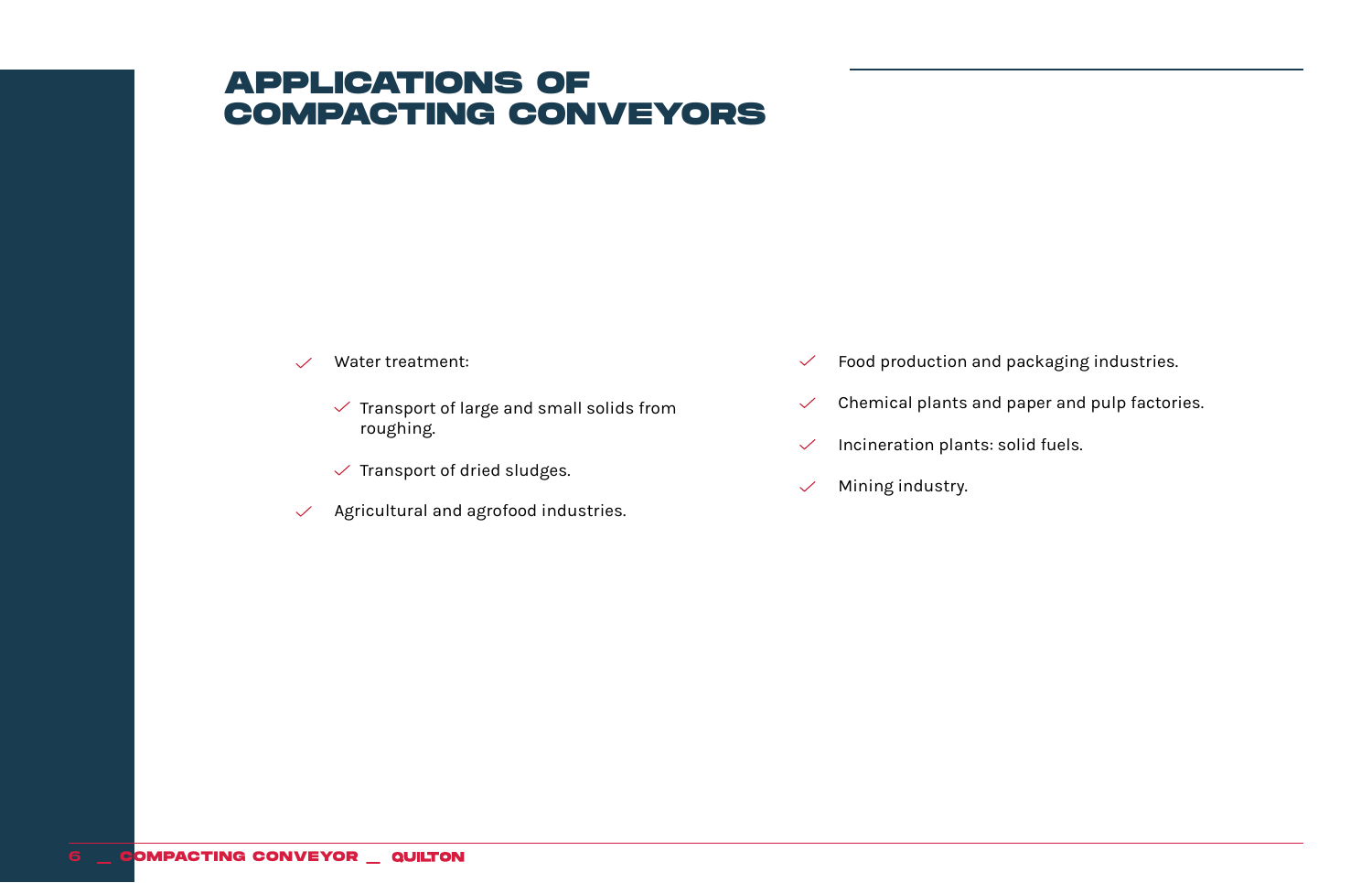# APPLICATIONS OF COMPACTING CONVEYORS

- Water treatment:
  - Transport of large and small solids from roughing.
  - Transport of dried sludges.
- Agricultural and agrofood industries.
- Food production and packaging industries.
- Chemical plants and paper and pulp factories.
- Incineration plants: solid fuels.
- Mining industry.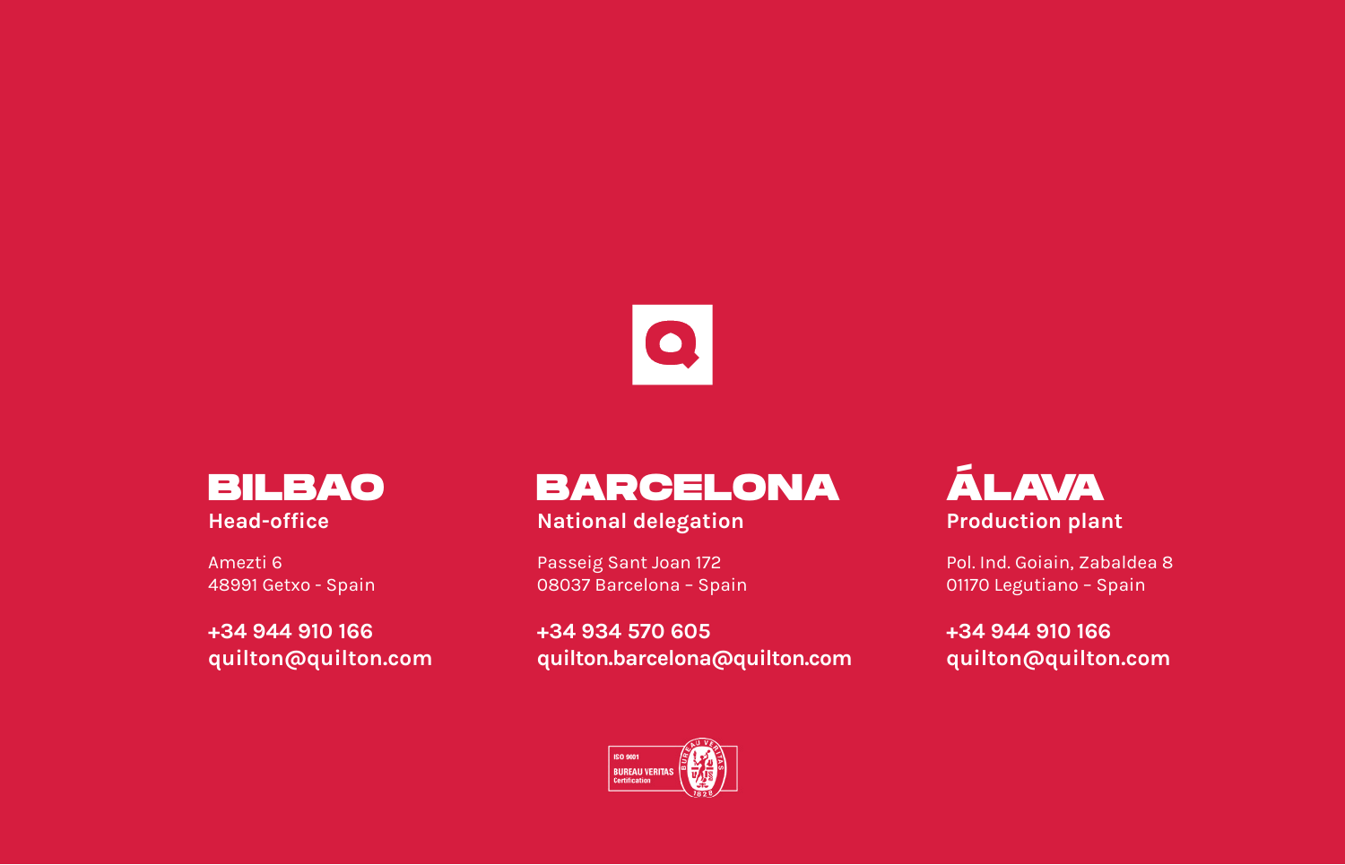## BILBAO

**Head-office**

Amezti 6
48991 Getxo - Spain

**+34 944 910 166**
**quilton@quilton.com**

## BARCELONA

**National delegation**

Passeig Sant Joan 172
08037 Barcelona - Spain

**+34 934 570 605**
**quilton.barcelona@quilton.com**

## ÁLAVA

**Production plant**

Pol. Ind. Goiain, Zabaldea 8
01170 Legutiano - Spain

**+34 944 910 166**
**quilton@quilton.com**

ISO 9001
BUREAU VERITAS
Certification